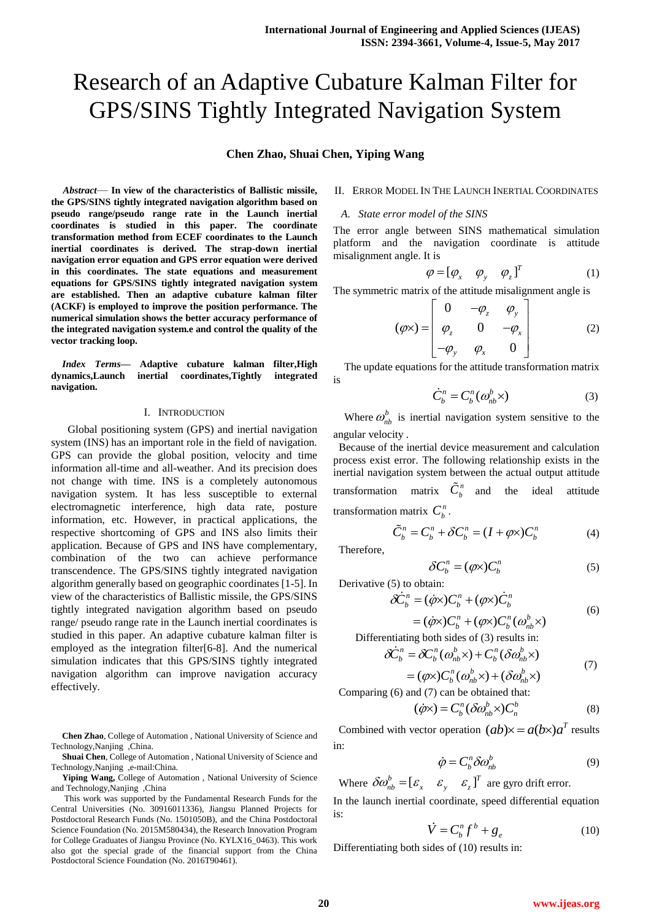# Research of an Adaptive Cubature Kalman Filter for GPS/SINS Tightly Integrated Navigation System

**Chen Zhao, Shuai Chen, Yiping Wang**

***Abstract*— In view of the characteristics of Ballistic missile, the GPS/SINS tightly integrated navigation algorithm based on pseudo range/pseudo range rate in the Launch inertial coordinates is studied in this paper. The coordinate transformation method from ECEF coordinates to the Launch inertial coordinates is derived. The strap-down inertial navigation error equation and GPS error equation were derived in this coordinates. The state equations and measurement equations for GPS/SINS tightly integrated navigation system are established. Then an adaptive cubature kalman filter (ACKF) is employed to improve the position performance. The numerical simulation shows the better accuracy performance of the integrated navigation system.e and control the quality of the vector tracking loop.**

***Index Terms*— Adaptive cubature kalman filter,High dynamics,Launch inertial coordinates,Tightly integrated navigation.**

## I. Introduction

Global positioning system (GPS) and inertial navigation system (INS) has an important role in the field of navigation. GPS can provide the global position, velocity and time information all-time and all-weather. And its precision does not change with time. INS is a completely autonomous navigation system. It has less susceptible to external electromagnetic interference, high data rate, posture information, etc. However, in practical applications, the respective shortcoming of GPS and INS also limits their application. Because of GPS and INS have complementary, combination of the two can achieve performance transcendence. The GPS/SINS tightly integrated navigation algorithm generally based on geographic coordinates [1-5]. In view of the characteristics of Ballistic missile, the GPS/SINS tightly integrated navigation algorithm based on pseudo range/ pseudo range rate in the Launch inertial coordinates is studied in this paper. An adaptive cubature kalman filter is employed as the integration filter[6-8]. And the numerical simulation indicates that this GPS/SINS tightly integrated navigation algorithm can improve navigation accuracy effectively.

**Chen Zhao**, College of Automation , National University of Science and Technology,Nanjing ,China.

**Shuai Chen**, College of Automation , National University of Science and Technology,Nanjing ,e-mail:China.

**Yiping Wang,** College of Automation , National University of Science and Technology,Nanjing ,China

This work was supported by the Fundamental Research Funds for the Central Universities (No. 30916011336), Jiangsu Planned Projects for Postdoctoral Research Funds (No. 1501050B), and the China Postdoctoral Science Foundation (No. 2015M580434), the Research Innovation Program for College Graduates of Jiangsu Province (No. KYLX16_0463). This work also got the special grade of the financial support from the China Postdoctoral Science Foundation (No. 2016T90461).

## II. Error Model In The Launch Inertial Coordinates

### *A. State error model of the SINS*

The error angle between SINS mathematical simulation platform and the navigation coordinate is attitude misalignment angle. It is

$$\varphi = [\varphi_x \quad \varphi_y \quad \varphi_z]^T \tag{1}$$

The symmetric matrix of the attitude misalignment angle is

$$(\varphi\times) = \begin{bmatrix} 0 & -\varphi_z & \varphi_y \\ \varphi_z & 0 & -\varphi_x \\ -\varphi_y & \varphi_x & 0 \end{bmatrix} \tag{2}$$

The update equations for the attitude transformation matrix is

$$\dot{C}_b^n = C_b^n(\omega_{nb}^b\times) \tag{3}$$

Where $\omega_{nb}^b$ is inertial navigation system sensitive to the angular velocity .

Because of the inertial device measurement and calculation process exist error. The following relationship exists in the inertial navigation system between the actual output attitude transformation matrix $\tilde{C}_b^n$ and the ideal attitude transformation matrix $C_b^n$.

$$\tilde{C}_b^n = C_b^n + \delta C_b^n = (I+\varphi\times)C_b^n \tag{4}$$

Therefore,

$$\delta C_b^n = (\varphi\times)C_b^n \tag{5}$$

Derivative (5) to obtain:

$$\begin{aligned} \delta\dot{C}_b^n &= (\dot{\varphi}\times)C_b^n + (\varphi\times)\dot{C}_b^n \\ &= (\dot{\varphi}\times)C_b^n + (\varphi\times)C_b^n(\omega_{nb}^b\times) \end{aligned} \tag{6}$$

Differentiating both sides of (3) results in:

$$\begin{aligned} \delta\dot{C}_b^n &= \delta C_b^n(\omega_{nb}^b\times) + C_b^n(\delta\omega_{nb}^b\times) \\ &= (\varphi\times)C_b^n(\omega_{nb}^b\times) + (\delta\omega_{nb}^b\times) \end{aligned} \tag{7}$$

Comparing (6) and (7) can be obtained that:

$$(\dot{\varphi}\times) = C_b^n(\delta\omega_{nb}^b\times)C_n^b \tag{8}$$

Combined with vector operation $(ab)\times = a(b\times)a^T$ results in:

$$\dot{\varphi} = C_b^n\delta\omega_{nb}^b \tag{9}$$

Where $\delta\omega_{nb}^b = [\varepsilon_x \quad \varepsilon_y \quad \varepsilon_z]^T$ are gyro drift error.

In the launch inertial coordinate, speed differential equation is:

$$\dot{V} = C_b^n f^b + g_e \tag{10}$$

Differentiating both sides of (10) results in: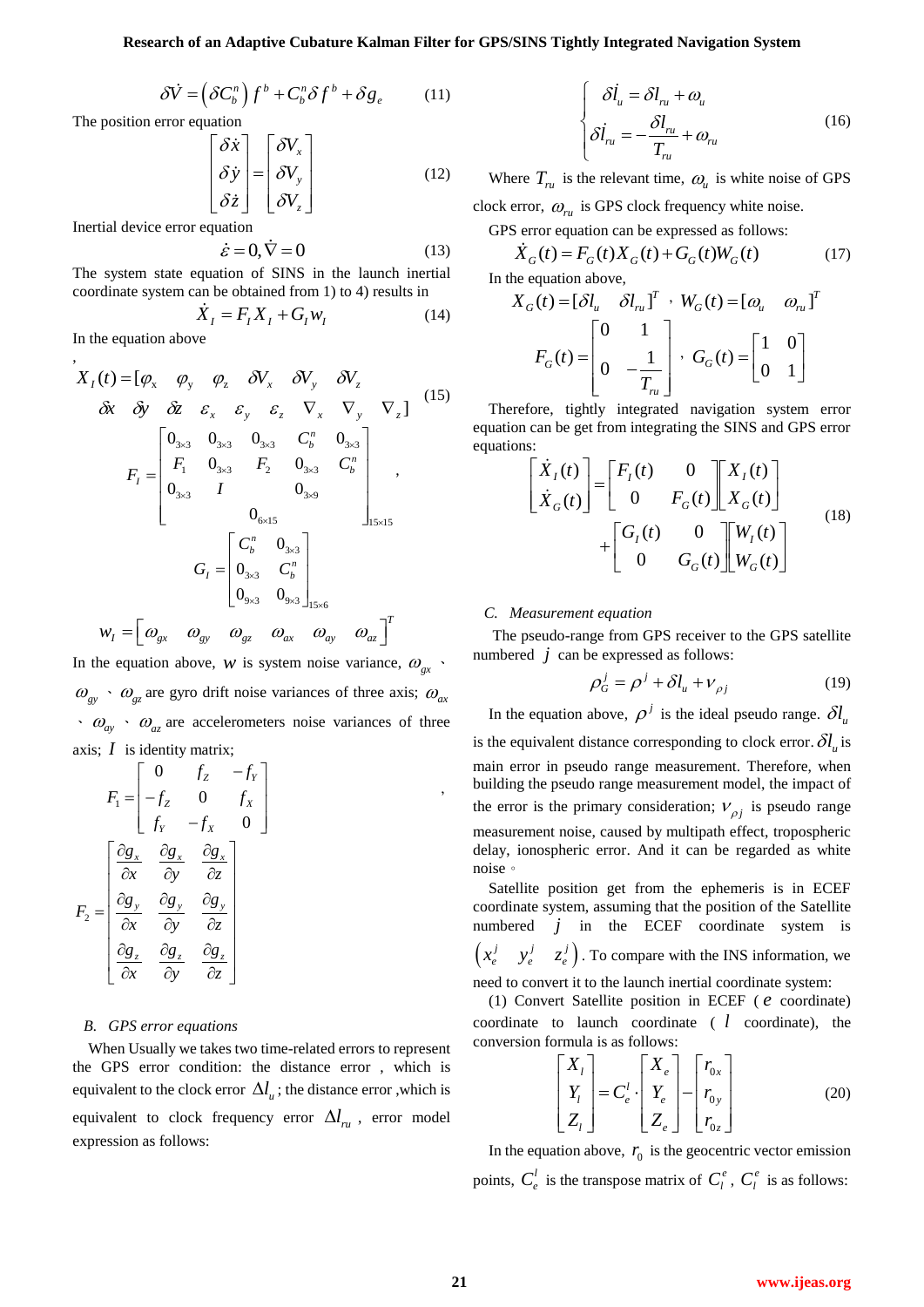$$\delta\dot{V} = \left(\delta C_b^n\right) f^b + C_b^n \delta f^b + \delta g_e \tag{11}$$

The position error equation

$$\begin{bmatrix} \delta\dot{x} \\ \delta\dot{y} \\ \delta\dot{z} \end{bmatrix} = \begin{bmatrix} \delta V_x \\ \delta V_y \\ \delta V_z \end{bmatrix} \tag{12}$$

Inertial device error equation

$$\dot{\varepsilon} = 0, \dot{\nabla} = 0 \tag{13}$$

The system state equation of SINS in the launch inertial coordinate system can be obtained from 1) to 4) results in

$$\dot{X}_I = F_I X_I + G_I w_I \tag{14}$$

In the equation above

,

$$X_I(t) = [\varphi_x \quad \varphi_y \quad \varphi_z \quad \delta V_x \quad \delta V_y \quad \delta V_z \quad \delta x \quad \delta y \quad \delta z \quad \varepsilon_x \quad \varepsilon_y \quad \varepsilon_z \quad \nabla_x \quad \nabla_y \quad \nabla_z] \tag{15}$$

$$F_I = \begin{bmatrix} 0_{3\times3} & 0_{3\times3} & 0_{3\times3} & C_b^n & 0_{3\times3} \\ F_1 & 0_{3\times3} & F_2 & 0_{3\times3} & C_b^n \\ 0_{3\times3} & I & & 0_{3\times9} & \\ & & 0_{6\times15} & & \end{bmatrix}_{15\times15},$$

$$G_I = \begin{bmatrix} C_b^n & 0_{3\times3} \\ 0_{3\times3} & C_b^n \\ 0_{9\times3} & 0_{9\times3} \end{bmatrix}_{15\times6}$$

$$w_I = \begin{bmatrix} \omega_{gx} & \omega_{gy} & \omega_{gz} & \omega_{ax} & \omega_{ay} & \omega_{az} \end{bmatrix}^T$$

In the equation above, $w$ is system noise variance, $\omega_{gx}$ 、$\omega_{gy}$ 、$\omega_{gz}$ are gyro drift noise variances of three axis; $\omega_{ax}$ 、$\omega_{ay}$ 、$\omega_{az}$ are accelerometers noise variances of three axis; $I$ is identity matrix;

$$F_1 = \begin{bmatrix} 0 & f_Z & -f_Y \\ -f_Z & 0 & f_X \\ f_Y & -f_X & 0 \end{bmatrix},$$

$$F_2 = \begin{bmatrix} \dfrac{\partial g_x}{\partial x} & \dfrac{\partial g_x}{\partial y} & \dfrac{\partial g_x}{\partial z} \\ \dfrac{\partial g_y}{\partial x} & \dfrac{\partial g_y}{\partial y} & \dfrac{\partial g_y}{\partial z} \\ \dfrac{\partial g_z}{\partial x} & \dfrac{\partial g_z}{\partial y} & \dfrac{\partial g_z}{\partial z} \end{bmatrix}$$

### B. GPS error equations

When Usually we takes two time-related errors to represent the GPS error condition: the distance error , which is equivalent to the clock error $\Delta l_u$; the distance error ,which is equivalent to clock frequency error $\Delta l_{ru}$, error model expression as follows:

$$\begin{cases} \delta\dot{l}_u = \delta l_{ru} + \omega_u \\ \delta\dot{l}_{ru} = -\dfrac{\delta l_{ru}}{T_{ru}} + \omega_{ru} \end{cases} \tag{16}$$

Where $T_{ru}$ is the relevant time, $\omega_u$ is white noise of GPS clock error, $\omega_{ru}$ is GPS clock frequency white noise.

GPS error equation can be expressed as follows:

$$\dot{X}_G(t) = F_G(t) X_G(t) + G_G(t) W_G(t) \tag{17}$$

In the equation above,

$$X_G(t) = [\delta l_u \quad \delta l_{ru}]^T, \ W_G(t) = [\omega_u \quad \omega_{ru}]^T$$

$$F_G(t) = \begin{bmatrix} 0 & 1 \\ 0 & -\dfrac{1}{T_{ru}} \end{bmatrix}, \ G_G(t) = \begin{bmatrix} 1 & 0 \\ 0 & 1 \end{bmatrix}$$

Therefore, tightly integrated navigation system error equation can be get from integrating the SINS and GPS error equations:

$$\begin{bmatrix} \dot{X}_I(t) \\ \dot{X}_G(t) \end{bmatrix} = \begin{bmatrix} F_I(t) & 0 \\ 0 & F_G(t) \end{bmatrix} \begin{bmatrix} X_I(t) \\ X_G(t) \end{bmatrix} + \begin{bmatrix} G_I(t) & 0 \\ 0 & G_G(t) \end{bmatrix} \begin{bmatrix} W_I(t) \\ W_G(t) \end{bmatrix} \tag{18}$$

### C. Measurement equation

The pseudo-range from GPS receiver to the GPS satellite numbered $j$ can be expressed as follows:

$$\rho_G^j = \rho^j + \delta l_u + v_{\rho j} \tag{19}$$

In the equation above, $\rho^j$ is the ideal pseudo range. $\delta l_u$ is the equivalent distance corresponding to clock error. $\delta l_u$ is main error in pseudo range measurement. Therefore, when building the pseudo range measurement model, the impact of the error is the primary consideration; $v_{\rho j}$ is pseudo range measurement noise, caused by multipath effect, tropospheric delay, ionospheric error. And it can be regarded as white noise。

Satellite position get from the ephemeris is in ECEF coordinate system, assuming that the position of the Satellite numbered $j$ in the ECEF coordinate system is $\left(x_e^j \quad y_e^j \quad z_e^j\right)$. To compare with the INS information, we need to convert it to the launch inertial coordinate system:

(1) Convert Satellite position in ECEF ( $e$ coordinate) coordinate to launch coordinate ( $l$ coordinate), the conversion formula is as follows:

$$\begin{bmatrix} X_l \\ Y_l \\ Z_l \end{bmatrix} = C_e^l \cdot \begin{bmatrix} X_e \\ Y_e \\ Z_e \end{bmatrix} - \begin{bmatrix} r_{0x} \\ r_{0y} \\ r_{0z} \end{bmatrix} \tag{20}$$

In the equation above, $r_0$ is the geocentric vector emission points, $C_e^l$ is the transpose matrix of $C_l^e$, $C_l^e$ is as follows: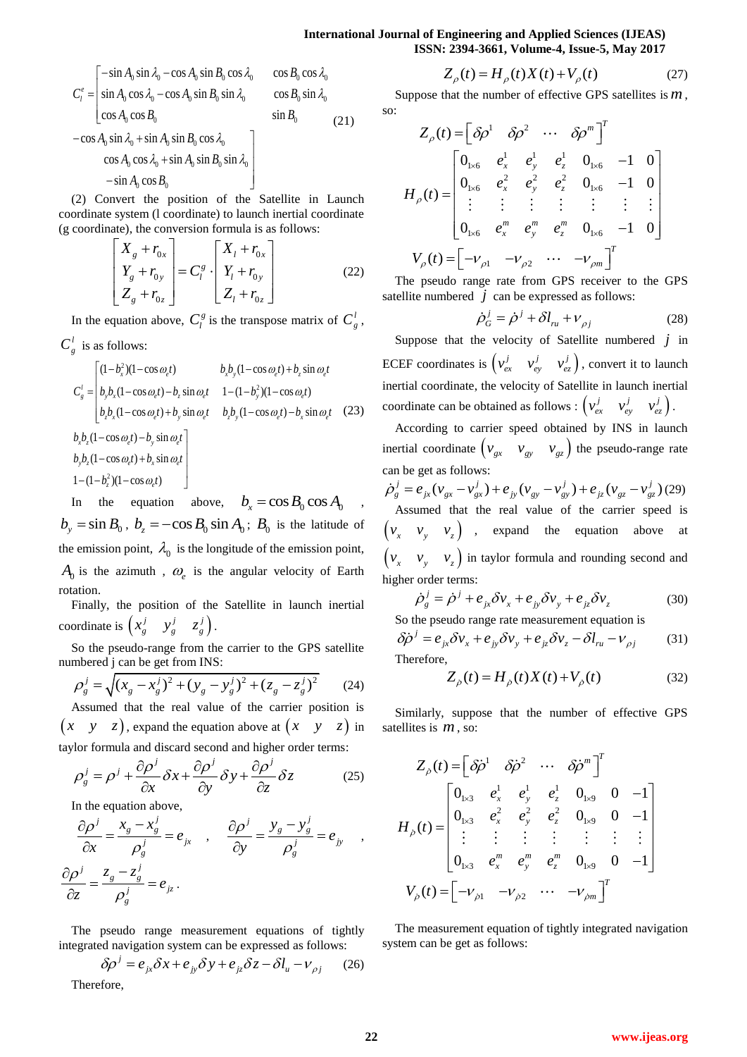$$C_l^e = \begin{bmatrix} -\sin A_0 \sin \lambda_0 - \cos A_0 \sin B_0 \cos \lambda_0 & \cos B_0 \cos \lambda_0 & -\cos A_0 \sin \lambda_0 + \sin A_0 \sin B_0 \cos \lambda_0 \\ \sin A_0 \cos \lambda_0 - \cos A_0 \sin B_0 \sin \lambda_0 & \cos B_0 \sin \lambda_0 & \cos A_0 \cos \lambda_0 + \sin A_0 \sin B_0 \sin \lambda_0 \\ \cos A_0 \cos B_0 & \sin B_0 & -\sin A_0 \cos B_0 \end{bmatrix} \quad (21)$$

(2) Convert the position of the Satellite in Launch coordinate system (l coordinate) to launch inertial coordinate (g coordinate), the conversion formula is as follows:

$$\begin{bmatrix} X_g + r_{0x} \\ Y_g + r_{0y} \\ Z_g + r_{0z} \end{bmatrix} = C_l^g \cdot \begin{bmatrix} X_l + r_{0x} \\ Y_l + r_{0y} \\ Z_l + r_{0z} \end{bmatrix} \quad (22)$$

In the equation above, $C_l^g$ is the transpose matrix of $C_g^l$, $C_g^l$ is as follows:

$$C_g^l = \begin{bmatrix} (1-b_x^2)(1-\cos\omega_e t) & b_x b_y(1-\cos\omega_e t) + b_z \sin\omega_e t & b_x b_z(1-\cos\omega_e t) - b_y \sin\omega_e t \\ b_y b_x(1-\cos\omega_e t) - b_z \sin\omega_e t & 1-(1-b_y^2)(1-\cos\omega_e t) & b_y b_z(1-\cos\omega_e t) + b_x \sin\omega_e t \\ b_z b_x(1-\cos\omega_e t) + b_y \sin\omega_e t & b_z b_y(1-\cos\omega_e t) - b_x \sin\omega_e t & 1-(1-b_z^2)(1-\cos\omega_e t) \end{bmatrix} \quad (23)$$

In the equation above, $b_x = \cos B_0 \cos A_0$, $b_y = \sin B_0$, $b_z = -\cos B_0 \sin A_0$; $B_0$ is the latitude of the emission point, $\lambda_0$ is the longitude of the emission point, $A_0$ is the azimuth, $\omega_e$ is the angular velocity of Earth rotation.

Finally, the position of the Satellite in launch inertial coordinate is $\begin{pmatrix} x_g^j & y_g^j & z_g^j \end{pmatrix}$.

So the pseudo-range from the carrier to the GPS satellite numbered j can be get from INS:

$$\rho_g^j = \sqrt{(x_g - x_g^j)^2 + (y_g - y_g^j)^2 + (z_g - z_g^j)^2} \quad (24)$$

Assumed that the real value of the carrier position is $\begin{pmatrix} x & y & z \end{pmatrix}$, expand the equation above at $\begin{pmatrix} x & y & z \end{pmatrix}$ in taylor formula and discard second and higher order terms:

$$\rho_g^j = \rho^j + \frac{\partial \rho^j}{\partial x}\delta x + \frac{\partial \rho^j}{\partial y}\delta y + \frac{\partial \rho^j}{\partial z}\delta z \quad (25)$$

In the equation above,

$$\frac{\partial \rho^j}{\partial x} = \frac{x_g - x_g^j}{\rho_g^j} = e_{jx}, \quad \frac{\partial \rho^j}{\partial y} = \frac{y_g - y_g^j}{\rho_g^j} = e_{jy}, \quad \frac{\partial \rho^j}{\partial z} = \frac{z_g - z_g^j}{\rho_g^j} = e_{jz}.$$

The pseudo range measurement equations of tightly integrated navigation system can be expressed as follows:

$$\delta\rho^j = e_{jx}\delta x + e_{jy}\delta y + e_{jz}\delta z - \delta l_u - \nu_{\rho j} \quad (26)$$

Therefore,

$$Z_\rho(t) = H_\rho(t)X(t) + V_\rho(t) \quad (27)$$

Suppose that the number of effective GPS satellites is $m$, so:

$$Z_\rho(t) = \begin{bmatrix} \delta\rho^1 & \delta\rho^2 & \cdots & \delta\rho^m \end{bmatrix}^T$$

$$H_\rho(t) = \begin{bmatrix} 0_{1\times6} & e_x^1 & e_y^1 & e_z^1 & 0_{1\times6} & -1 & 0 \\ 0_{1\times6} & e_x^2 & e_y^2 & e_z^2 & 0_{1\times6} & -1 & 0 \\ \vdots & \vdots & \vdots & \vdots & \vdots & \vdots & \vdots \\ 0_{1\times6} & e_x^m & e_y^m & e_z^m & 0_{1\times6} & -1 & 0 \end{bmatrix}$$

$$V_\rho(t) = \begin{bmatrix} -\nu_{\rho1} & -\nu_{\rho2} & \cdots & -\nu_{\rho m} \end{bmatrix}^T$$

The pseudo range rate from GPS receiver to the GPS satellite numbered $j$ can be expressed as follows:

$$\dot\rho_G^j = \dot\rho^j + \delta l_{ru} + \nu_{\rho j} \quad (28)$$

Suppose that the velocity of Satellite numbered $j$ in ECEF coordinates is $\begin{pmatrix} v_{ex}^j & v_{ey}^j & v_{ez}^j \end{pmatrix}$, convert it to launch inertial coordinate, the velocity of Satellite in launch inertial coordinate can be obtained as follows : $\begin{pmatrix} v_{ex}^j & v_{ey}^j & v_{ez}^j \end{pmatrix}$.

According to carrier speed obtained by INS in launch inertial coordinate $\begin{pmatrix} v_{gx} & v_{gy} & v_{gz} \end{pmatrix}$ the pseudo-range rate can be get as follows:

$$\dot\rho_g^j = e_{jx}(v_{gx} - v_{gx}^j) + e_{jy}(v_{gy} - v_{gy}^j) + e_{jz}(v_{gz} - v_{gz}^j) \quad (29)$$

Assumed that the real value of the carrier speed is $\begin{pmatrix} v_x & v_y & v_z \end{pmatrix}$, expand the equation above at $\begin{pmatrix} v_x & v_y & v_z \end{pmatrix}$ in taylor formula and rounding second and higher order terms:

$$\dot\rho_g^j = \dot\rho^j + e_{jx}\delta v_x + e_{jy}\delta v_y + e_{jz}\delta v_z \quad (30)$$

So the pseudo range rate measurement equation is

$$\delta\dot\rho^j = e_{jx}\delta v_x + e_{jy}\delta v_y + e_{jz}\delta v_z - \delta l_{ru} - \nu_{\rho j} \quad (31)$$

Therefore,

$$Z_{\dot\rho}(t) = H_{\dot\rho}(t)X(t) + V_{\dot\rho}(t) \quad (32)$$

Similarly, suppose that the number of effective GPS satellites is $m$, so:

$$Z_{\dot\rho}(t) = \begin{bmatrix} \delta\dot\rho^1 & \delta\dot\rho^2 & \cdots & \delta\dot\rho^m \end{bmatrix}^T$$

$$H_{\dot\rho}(t) = \begin{bmatrix} 0_{1\times3} & e_x^1 & e_y^1 & e_z^1 & 0_{1\times9} & 0 & -1 \\ 0_{1\times3} & e_x^2 & e_y^2 & e_z^2 & 0_{1\times9} & 0 & -1 \\ \vdots & \vdots & \vdots & \vdots & \vdots & \vdots & \vdots \\ 0_{1\times3} & e_x^m & e_y^m & e_z^m & 0_{1\times9} & 0 & -1 \end{bmatrix}$$

$$V_{\dot\rho}(t) = \begin{bmatrix} -\nu_{\dot\rho1} & -\nu_{\dot\rho2} & \cdots & -\nu_{\dot\rho m} \end{bmatrix}^T$$

The measurement equation of tightly integrated navigation system can be get as follows: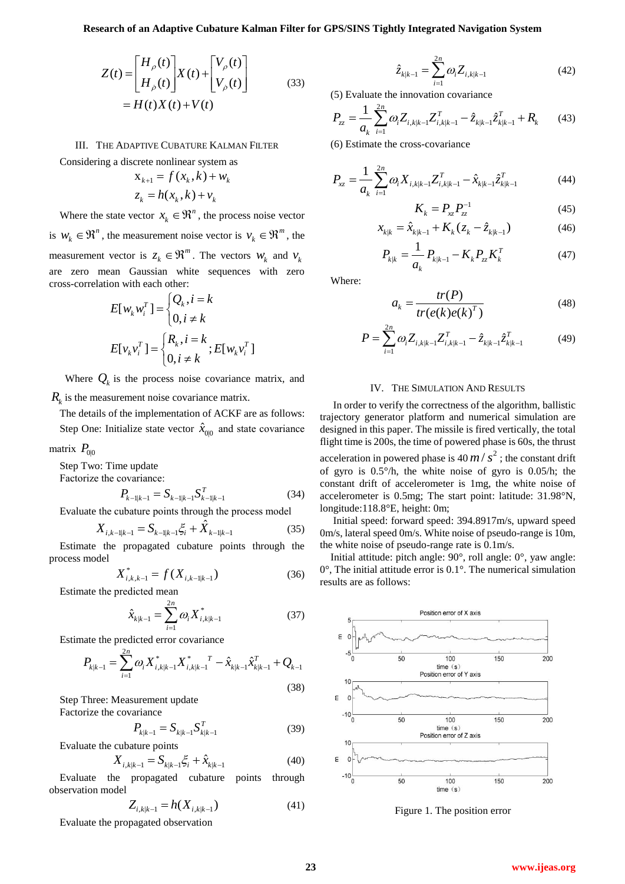$$Z(t) = \begin{bmatrix} H_\rho(t) \\ H_{\dot{\rho}}(t) \end{bmatrix} X(t) + \begin{bmatrix} V_\rho(t) \\ V_{\dot{\rho}}(t) \end{bmatrix} = H(t)X(t) + V(t) \tag{33}$$

## III. The Adaptive Cubature Kalman Filter

Considering a discrete nonlinear system as

$$x_{k+1} = f(x_k, k) + w_k$$
$$z_k = h(x_k, k) + v_k$$

Where the state vector $x_k \in \Re^n$, the process noise vector is $w_k \in \Re^n$, the measurement noise vector is $v_k \in \Re^m$, the measurement vector is $z_k \in \Re^m$. The vectors $w_k$ and $v_k$ are zero mean Gaussian white sequences with zero cross-correlation with each other:

$$E[w_k w_i^T] = \begin{cases} Q_k, i = k \\ 0, i \neq k \end{cases}$$

$$E[v_k v_i^T] = \begin{cases} R_k, i = k \\ 0, i \neq k \end{cases}; E[w_k v_i^T]$$

Where $Q_k$ is the process noise covariance matrix, and $R_k$ is the measurement noise covariance matrix.

The details of the implementation of ACKF are as follows:

Step One: Initialize state vector $\hat{x}_{0|0}$ and state covariance matrix $P_{0|0}$

Step Two: Time update

Factorize the covariance:

$$P_{k-1|k-1} = S_{k-1|k-1} S_{k-1|k-1}^T \tag{34}$$

Evaluate the cubature points through the process model

$$X_{i,k-1|k-1} = S_{k-1|k-1}\xi_i + \hat{X}_{k-1|k-1} \tag{35}$$

Estimate the propagated cubature points through the process model

$$X^*_{i,k,k-1} = f(X_{i,k-1|k-1}) \tag{36}$$

Estimate the predicted mean

$$\hat{x}_{k|k-1} = \sum_{i=1}^{2n} \omega_i X^*_{i,k|k-1} \tag{37}$$

Estimate the predicted error covariance

$$P_{k|k-1} = \sum_{i=1}^{2n} \omega_i X^*_{i,k|k-1} X^{*\,T}_{i,k|k-1} - \hat{x}_{k|k-1}\hat{x}_{k|k-1}^T + Q_{k-1} \tag{38}$$

Step Three: Measurement update

Factorize the covariance

$$P_{k|k-1} = S_{k|k-1} S_{k|k-1}^T \tag{39}$$

Evaluate the cubature points

$$X_{i,k|k-1} = S_{k|k-1}\xi_i + \hat{x}_{k|k-1} \tag{40}$$

Evaluate the propagated cubature points through observation model

$$Z_{i,k|k-1} = h(X_{i,k|k-1}) \tag{41}$$

Evaluate the propagated observation

$$\hat{z}_{k|k-1} = \sum_{i=1}^{2n} \omega_i Z_{i,k|k-1} \tag{42}$$

(5) Evaluate the innovation covariance

$$P_{zz} = \frac{1}{a_k} \sum_{i=1}^{2n} \omega_i Z_{i,k|k-1} Z_{i,k|k-1}^T - \hat{z}_{k|k-1}\hat{z}_{k|k-1}^T + R_k \tag{43}$$

(6) Estimate the cross-covariance

$$P_{xz} = \frac{1}{a_k} \sum_{i=1}^{2n} \omega_i X_{i,k|k-1} Z_{i,k|k-1}^T - \hat{x}_{k|k-1}\hat{z}_{k|k-1}^T \tag{44}$$

$$K_k = P_{xz} P_{zz}^{-1} \tag{45}$$

$$x_{k|k} = \hat{x}_{k|k-1} + K_k(z_k - \hat{z}_{k|k-1}) \tag{46}$$

$$P_{k|k} = \frac{1}{a_k} P_{k|k-1} - K_k P_{zz} K_k^T \tag{47}$$

Where:

$$a_k = \frac{tr(P)}{tr(e(k)e(k)^T)} \tag{48}$$

$$P = \sum_{i=1}^{2n} \omega_i Z_{i,k|k-1} Z_{i,k|k-1}^T - \hat{z}_{k|k-1}\hat{z}_{k|k-1}^T \tag{49}$$

## IV. The Simulation And Results

In order to verify the correctness of the algorithm, ballistic trajectory generator platform and numerical simulation are designed in this paper. The missile is fired vertically, the total flight time is 200s, the time of powered phase is 60s, the thrust acceleration in powered phase is 40 $m/s^2$; the constant drift of gyro is 0.5°/h, the white noise of gyro is 0.05/h; the constant drift of accelerometer is 1mg, the white noise of accelerometer is 0.5mg; The start point: latitude: 31.98°N, longitude:118.8°E, height: 0m;

Initial speed: forward speed: 394.8917m/s, upward speed 0m/s, lateral speed 0m/s. White noise of pseudo-range is 10m, the white noise of pseudo-range rate is 0.1m/s.

Initial attitude: pitch angle: 90°, roll angle: 0°, yaw angle: 0°, The initial attitude error is 0.1°. The numerical simulation results are as follows:

Figure 1. The position error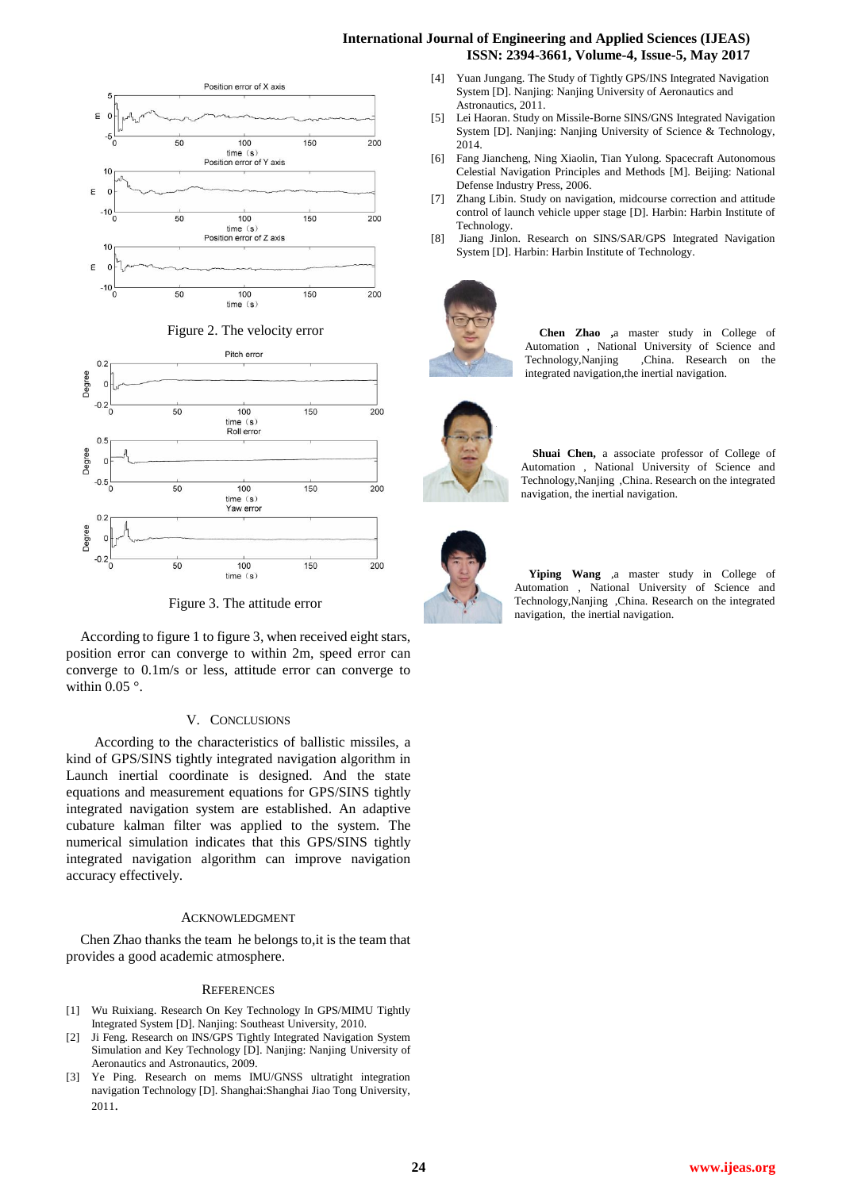Position error of X axis

5
m 0
-5
0 50 100 150 200
time (s)

Position error of Y axis

10
m 0
-10
0 50 100 150 200
time (s)

Position error of Z axis

10
m 0
-10
0 50 100 150 200
time (s)

Figure 2. The velocity error

Pitch error

0.2
Degree 0
-0.2
0 50 100 150 200
time (s)

Roll error

0.5
Degree 0
-0.5
0 50 100 150 200
time (s)

Yaw error

0.2
Degree 0
-0.2
0 50 100 150 200
time (s)

Figure 3. The attitude error

According to figure 1 to figure 3, when received eight stars, position error can converge to within 2m, speed error can converge to 0.1m/s or less, attitude error can converge to within 0.05 °.

## V. Conclusions

According to the characteristics of ballistic missiles, a kind of GPS/SINS tightly integrated navigation algorithm in Launch inertial coordinate is designed. And the state equations and measurement equations for GPS/SINS tightly integrated navigation system are established. An adaptive cubature kalman filter was applied to the system. The numerical simulation indicates that this GPS/SINS tightly integrated navigation algorithm can improve navigation accuracy effectively.

## Acknowledgment

Chen Zhao thanks the team he belongs to,it is the team that provides a good academic atmosphere.

## References

[1] Wu Ruixiang. Research On Key Technology In GPS/MIMU Tightly Integrated System [D]. Nanjing: Southeast University, 2010.

[2] Ji Feng. Research on INS/GPS Tightly Integrated Navigation System Simulation and Key Technology [D]. Nanjing: Nanjing University of Aeronautics and Astronautics, 2009.

[3] Ye Ping. Research on mems IMU/GNSS ultratight integration navigation Technology [D]. Shanghai:Shanghai Jiao Tong University, 2011.

[4] Yuan Jungang. The Study of Tightly GPS/INS Integrated Navigation System [D]. Nanjing: Nanjing University of Aeronautics and Astronautics, 2011.

[5] Lei Haoran. Study on Missile-Borne SINS/GNS Integrated Navigation System [D]. Nanjing: Nanjing University of Science & Technology, 2014.

[6] Fang Jiancheng, Ning Xiaolin, Tian Yulong. Spacecraft Autonomous Celestial Navigation Principles and Methods [M]. Beijing: National Defense Industry Press, 2006.

[7] Zhang Libin. Study on navigation, midcourse correction and attitude control of launch vehicle upper stage [D]. Harbin: Harbin Institute of Technology.

[8] Jiang Jinlon. Research on SINS/SAR/GPS Integrated Navigation System [D]. Harbin: Harbin Institute of Technology.

**Chen Zhao** ,a master study in College of Automation , National University of Science and Technology,Nanjing ,China. Research on the integrated navigation,the inertial navigation.

**Shuai Chen,** a associate professor of College of Automation , National University of Science and Technology,Nanjing ,China. Research on the integrated navigation, the inertial navigation.

**Yiping Wang** ,a master study in College of Automation , National University of Science and Technology,Nanjing ,China. Research on the integrated navigation, the inertial navigation.